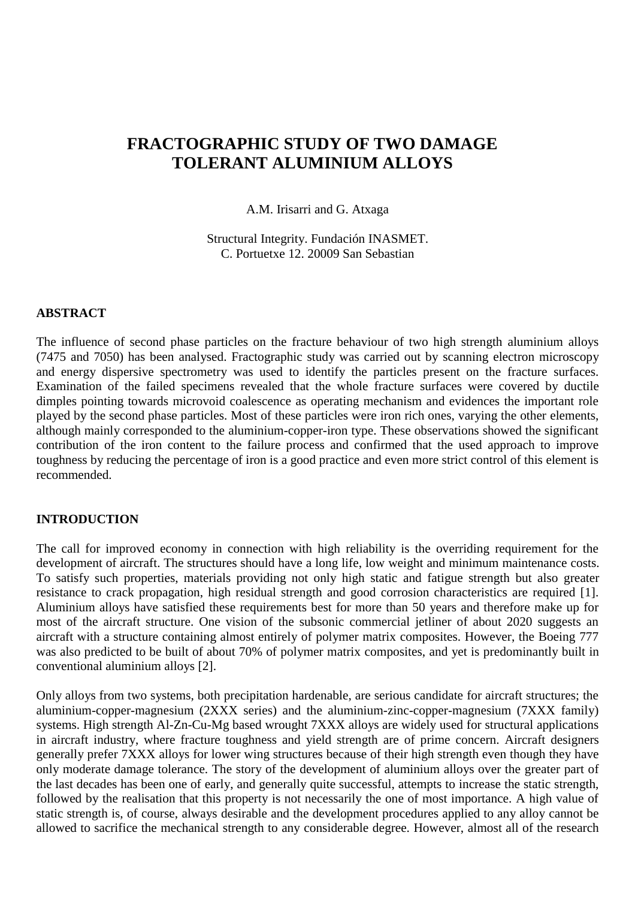# FRACTOGRAPHIC STUDY OF TWO DAMAGE TOLERANT ALUMINIUM ALLOYS

A.M. Irisarri and G. Atxaga

Structural Integrity. Fundación INASMET.
C. Portuetxe 12. 20009 San Sebastian

## ABSTRACT

The influence of second phase particles on the fracture behaviour of two high strength aluminium alloys (7475 and 7050) has been analysed. Fractographic study was carried out by scanning electron microscopy and energy dispersive spectrometry was used to identify the particles present on the fracture surfaces. Examination of the failed specimens revealed that the whole fracture surfaces were covered by ductile dimples pointing towards microvoid coalescence as operating mechanism and evidences the important role played by the second phase particles. Most of these particles were iron rich ones, varying the other elements, although mainly corresponded to the aluminium-copper-iron type. These observations showed the significant contribution of the iron content to the failure process and confirmed that the used approach to improve toughness by reducing the percentage of iron is a good practice and even more strict control of this element is recommended.

## INTRODUCTION

The call for improved economy in connection with high reliability is the overriding requirement for the development of aircraft. The structures should have a long life, low weight and minimum maintenance costs. To satisfy such properties, materials providing not only high static and fatigue strength but also greater resistance to crack propagation, high residual strength and good corrosion characteristics are required [1]. Aluminium alloys have satisfied these requirements best for more than 50 years and therefore make up for most of the aircraft structure. One vision of the subsonic commercial jetliner of about 2020 suggests an aircraft with a structure containing almost entirely of polymer matrix composites. However, the Boeing 777 was also predicted to be built of about 70% of polymer matrix composites, and yet is predominantly built in conventional aluminium alloys [2].

Only alloys from two systems, both precipitation hardenable, are serious candidate for aircraft structures; the aluminium-copper-magnesium (2XXX series) and the aluminium-zinc-copper-magnesium (7XXX family) systems. High strength Al-Zn-Cu-Mg based wrought 7XXX alloys are widely used for structural applications in aircraft industry, where fracture toughness and yield strength are of prime concern. Aircraft designers generally prefer 7XXX alloys for lower wing structures because of their high strength even though they have only moderate damage tolerance. The story of the development of aluminium alloys over the greater part of the last decades has been one of early, and generally quite successful, attempts to increase the static strength, followed by the realisation that this property is not necessarily the one of most importance. A high value of static strength is, of course, always desirable and the development procedures applied to any alloy cannot be allowed to sacrifice the mechanical strength to any considerable degree. However, almost all of the research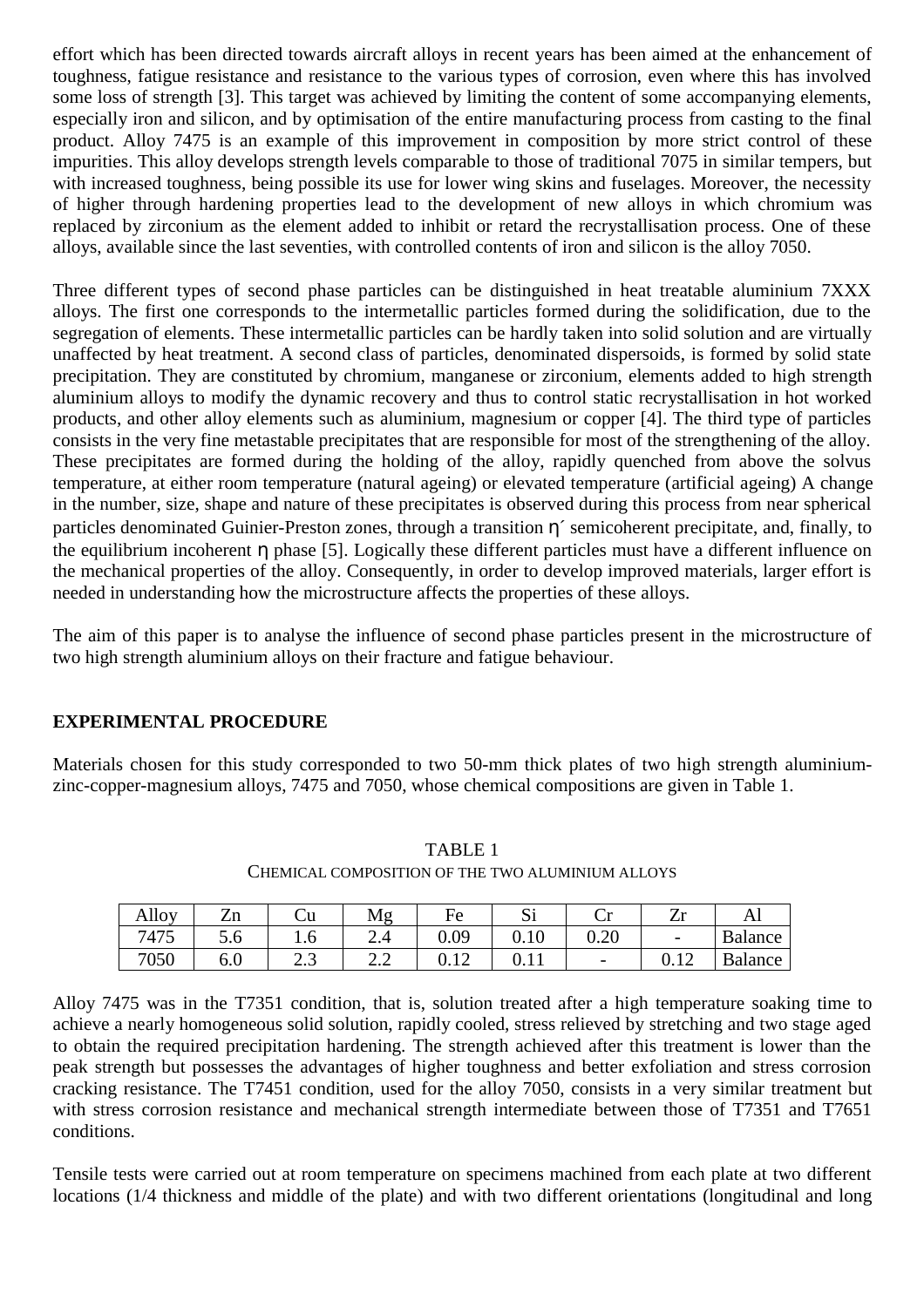effort which has been directed towards aircraft alloys in recent years has been aimed at the enhancement of toughness, fatigue resistance and resistance to the various types of corrosion, even where this has involved some loss of strength [3]. This target was achieved by limiting the content of some accompanying elements, especially iron and silicon, and by optimisation of the entire manufacturing process from casting to the final product. Alloy 7475 is an example of this improvement in composition by more strict control of these impurities. This alloy develops strength levels comparable to those of traditional 7075 in similar tempers, but with increased toughness, being possible its use for lower wing skins and fuselages. Moreover, the necessity of higher through hardening properties lead to the development of new alloys in which chromium was replaced by zirconium as the element added to inhibit or retard the recrystallisation process. One of these alloys, available since the last seventies, with controlled contents of iron and silicon is the alloy 7050.

Three different types of second phase particles can be distinguished in heat treatable aluminium 7XXX alloys. The first one corresponds to the intermetallic particles formed during the solidification, due to the segregation of elements. These intermetallic particles can be hardly taken into solid solution and are virtually unaffected by heat treatment. A second class of particles, denominated dispersoids, is formed by solid state precipitation. They are constituted by chromium, manganese or zirconium, elements added to high strength aluminium alloys to modify the dynamic recovery and thus to control static recrystallisation in hot worked products, and other alloy elements such as aluminium, magnesium or copper [4]. The third type of particles consists in the very fine metastable precipitates that are responsible for most of the strengthening of the alloy. These precipitates are formed during the holding of the alloy, rapidly quenched from above the solvus temperature, at either room temperature (natural ageing) or elevated temperature (artificial ageing) A change in the number, size, shape and nature of these precipitates is observed during this process from near spherical particles denominated Guinier-Preston zones, through a transition $\eta'$ semicoherent precipitate, and, finally, to the equilibrium incoherent $\eta$ phase [5]. Logically these different particles must have a different influence on the mechanical properties of the alloy. Consequently, in order to develop improved materials, larger effort is needed in understanding how the microstructure affects the properties of these alloys.

The aim of this paper is to analyse the influence of second phase particles present in the microstructure of two high strength aluminium alloys on their fracture and fatigue behaviour.

## EXPERIMENTAL PROCEDURE

Materials chosen for this study corresponded to two 50-mm thick plates of two high strength aluminium-zinc-copper-magnesium alloys, 7475 and 7050, whose chemical compositions are given in Table 1.

TABLE 1
CHEMICAL COMPOSITION OF THE TWO ALUMINIUM ALLOYS

| Alloy | Zn | Cu | Mg | Fe | Si | Cr | Zr | Al |
|---|---|---|---|---|---|---|---|---|
| 7475 | 5.6 | 1.6 | 2.4 | 0.09 | 0.10 | 0.20 | - | Balance |
| 7050 | 6.0 | 2.3 | 2.2 | 0.12 | 0.11 | - | 0.12 | Balance |

Alloy 7475 was in the T7351 condition, that is, solution treated after a high temperature soaking time to achieve a nearly homogeneous solid solution, rapidly cooled, stress relieved by stretching and two stage aged to obtain the required precipitation hardening. The strength achieved after this treatment is lower than the peak strength but possesses the advantages of higher toughness and better exfoliation and stress corrosion cracking resistance. The T7451 condition, used for the alloy 7050, consists in a very similar treatment but with stress corrosion resistance and mechanical strength intermediate between those of T7351 and T7651 conditions.

Tensile tests were carried out at room temperature on specimens machined from each plate at two different locations (1/4 thickness and middle of the plate) and with two different orientations (longitudinal and long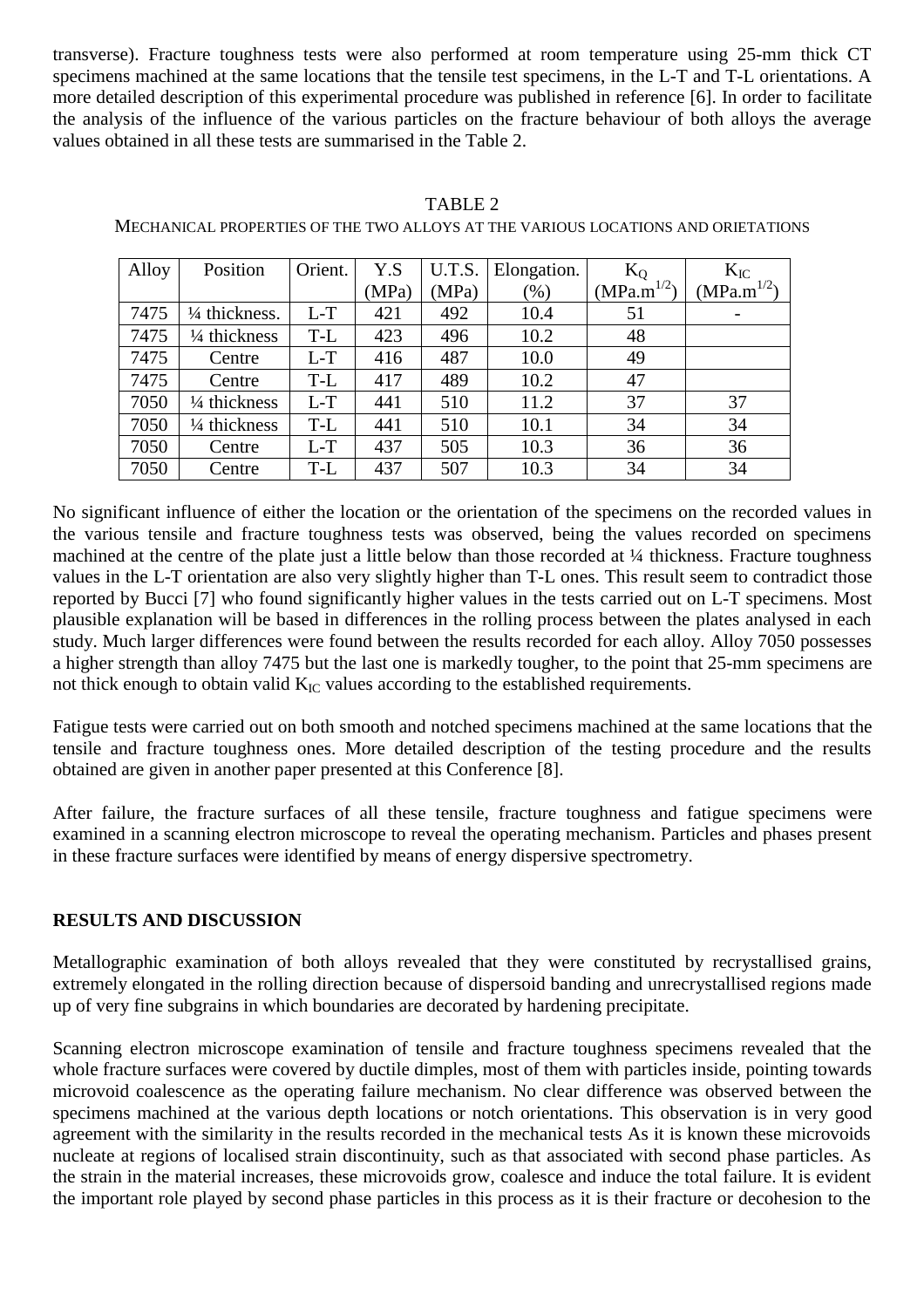transverse). Fracture toughness tests were also performed at room temperature using 25-mm thick CT specimens machined at the same locations that the tensile test specimens, in the L-T and T-L orientations. A more detailed description of this experimental procedure was published in reference [6]. In order to facilitate the analysis of the influence of the various particles on the fracture behaviour of both alloys the average values obtained in all these tests are summarised in the Table 2.

TABLE 2

MECHANICAL PROPERTIES OF THE TWO ALLOYS AT THE VARIOUS LOCATIONS AND ORIETATIONS

| Alloy | Position | Orient. | Y.S (MPa) | U.T.S. (MPa) | Elongation. (%) | $K_Q$ ($MPa.m^{1/2}$) | $K_{IC}$ ($MPa.m^{1/2}$) |
|---|---|---|---|---|---|---|---|
| 7475 | ¼ thickness. | L-T | 421 | 492 | 10.4 | 51 | - |
| 7475 | ¼ thickness | T-L | 423 | 496 | 10.2 | 48 | |
| 7475 | Centre | L-T | 416 | 487 | 10.0 | 49 | |
| 7475 | Centre | T-L | 417 | 489 | 10.2 | 47 | |
| 7050 | ¼ thickness | L-T | 441 | 510 | 11.2 | 37 | 37 |
| 7050 | ¼ thickness | T-L | 441 | 510 | 10.1 | 34 | 34 |
| 7050 | Centre | L-T | 437 | 505 | 10.3 | 36 | 36 |
| 7050 | Centre | T-L | 437 | 507 | 10.3 | 34 | 34 |

No significant influence of either the location or the orientation of the specimens on the recorded values in the various tensile and fracture toughness tests was observed, being the values recorded on specimens machined at the centre of the plate just a little below than those recorded at ¼ thickness. Fracture toughness values in the L-T orientation are also very slightly higher than T-L ones. This result seem to contradict those reported by Bucci [7] who found significantly higher values in the tests carried out on L-T specimens. Most plausible explanation will be based in differences in the rolling process between the plates analysed in each study. Much larger differences were found between the results recorded for each alloy. Alloy 7050 possesses a higher strength than alloy 7475 but the last one is markedly tougher, to the point that 25-mm specimens are not thick enough to obtain valid $K_{IC}$ values according to the established requirements.

Fatigue tests were carried out on both smooth and notched specimens machined at the same locations that the tensile and fracture toughness ones. More detailed description of the testing procedure and the results obtained are given in another paper presented at this Conference [8].

After failure, the fracture surfaces of all these tensile, fracture toughness and fatigue specimens were examined in a scanning electron microscope to reveal the operating mechanism. Particles and phases present in these fracture surfaces were identified by means of energy dispersive spectrometry.

## RESULTS AND DISCUSSION

Metallographic examination of both alloys revealed that they were constituted by recrystallised grains, extremely elongated in the rolling direction because of dispersoid banding and unrecrystallised regions made up of very fine subgrains in which boundaries are decorated by hardening precipitate.

Scanning electron microscope examination of tensile and fracture toughness specimens revealed that the whole fracture surfaces were covered by ductile dimples, most of them with particles inside, pointing towards microvoid coalescence as the operating failure mechanism. No clear difference was observed between the specimens machined at the various depth locations or notch orientations. This observation is in very good agreement with the similarity in the results recorded in the mechanical tests As it is known these microvoids nucleate at regions of localised strain discontinuity, such as that associated with second phase particles. As the strain in the material increases, these microvoids grow, coalesce and induce the total failure. It is evident the important role played by second phase particles in this process as it is their fracture or decohesion to the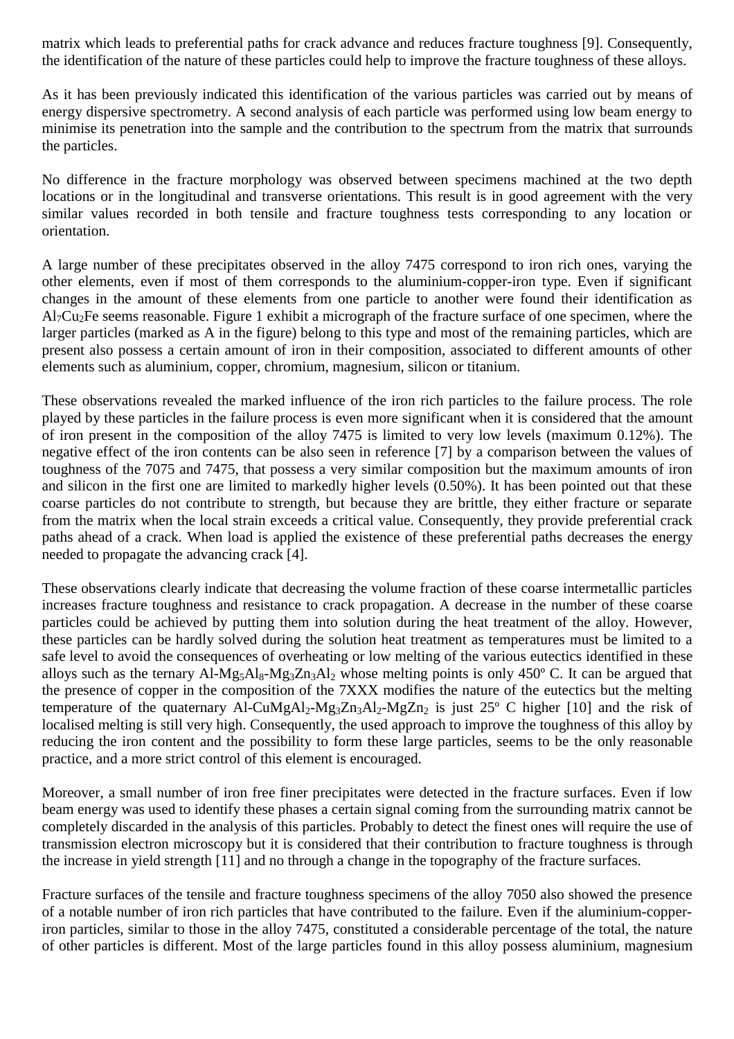matrix which leads to preferential paths for crack advance and reduces fracture toughness [9]. Consequently, the identification of the nature of these particles could help to improve the fracture toughness of these alloys.

As it has been previously indicated this identification of the various particles was carried out by means of energy dispersive spectrometry. A second analysis of each particle was performed using low beam energy to minimise its penetration into the sample and the contribution to the spectrum from the matrix that surrounds the particles.

No difference in the fracture morphology was observed between specimens machined at the two depth locations or in the longitudinal and transverse orientations. This result is in good agreement with the very similar values recorded in both tensile and fracture toughness tests corresponding to any location or orientation.

A large number of these precipitates observed in the alloy 7475 correspond to iron rich ones, varying the other elements, even if most of them corresponds to the aluminium-copper-iron type. Even if significant changes in the amount of these elements from one particle to another were found their identification as $Al_7Cu_2Fe$ seems reasonable. Figure 1 exhibit a micrograph of the fracture surface of one specimen, where the larger particles (marked as A in the figure) belong to this type and most of the remaining particles, which are present also possess a certain amount of iron in their composition, associated to different amounts of other elements such as aluminium, copper, chromium, magnesium, silicon or titanium.

These observations revealed the marked influence of the iron rich particles to the failure process. The role played by these particles in the failure process is even more significant when it is considered that the amount of iron present in the composition of the alloy 7475 is limited to very low levels (maximum 0.12%). The negative effect of the iron contents can be also seen in reference [7] by a comparison between the values of toughness of the 7075 and 7475, that possess a very similar composition but the maximum amounts of iron and silicon in the first one are limited to markedly higher levels (0.50%). It has been pointed out that these coarse particles do not contribute to strength, but because they are brittle, they either fracture or separate from the matrix when the local strain exceeds a critical value. Consequently, they provide preferential crack paths ahead of a crack. When load is applied the existence of these preferential paths decreases the energy needed to propagate the advancing crack [4].

These observations clearly indicate that decreasing the volume fraction of these coarse intermetallic particles increases fracture toughness and resistance to crack propagation. A decrease in the number of these coarse particles could be achieved by putting them into solution during the heat treatment of the alloy. However, these particles can be hardly solved during the solution heat treatment as temperatures must be limited to a safe level to avoid the consequences of overheating or low melting of the various eutectics identified in these alloys such as the ternary $Al\text{-}Mg_5Al_8\text{-}Mg_3Zn_3Al_2$ whose melting points is only 450º C. It can be argued that the presence of copper in the composition of the 7XXX modifies the nature of the eutectics but the melting temperature of the quaternary $Al\text{-}CuMgAl_2\text{-}Mg_3Zn_3Al_2\text{-}MgZn_2$ is just 25º C higher [10] and the risk of localised melting is still very high. Consequently, the used approach to improve the toughness of this alloy by reducing the iron content and the possibility to form these large particles, seems to be the only reasonable practice, and a more strict control of this element is encouraged.

Moreover, a small number of iron free finer precipitates were detected in the fracture surfaces. Even if low beam energy was used to identify these phases a certain signal coming from the surrounding matrix cannot be completely discarded in the analysis of this particles. Probably to detect the finest ones will require the use of transmission electron microscopy but it is considered that their contribution to fracture toughness is through the increase in yield strength [11] and no through a change in the topography of the fracture surfaces.

Fracture surfaces of the tensile and fracture toughness specimens of the alloy 7050 also showed the presence of a notable number of iron rich particles that have contributed to the failure. Even if the aluminium-copper-iron particles, similar to those in the alloy 7475, constituted a considerable percentage of the total, the nature of other particles is different. Most of the large particles found in this alloy possess aluminium, magnesium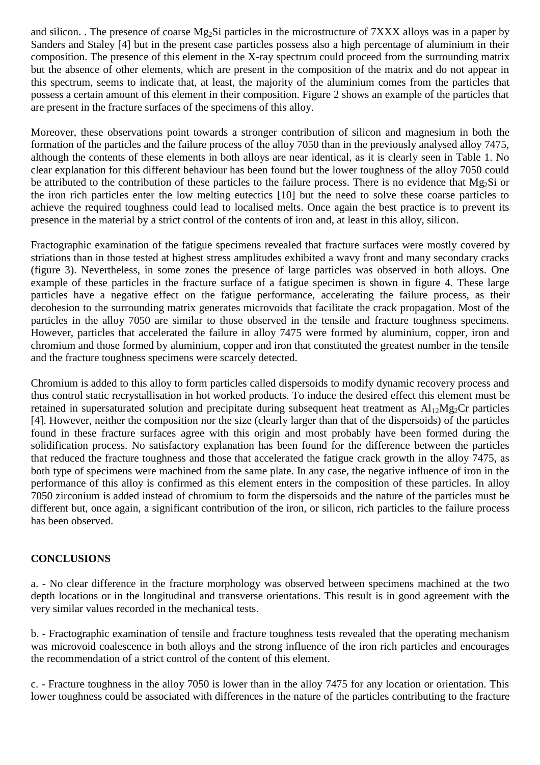and silicon. . The presence of coarse $Mg_2Si$ particles in the microstructure of 7XXX alloys was in a paper by Sanders and Staley [4] but in the present case particles possess also a high percentage of aluminium in their composition. The presence of this element in the X-ray spectrum could proceed from the surrounding matrix but the absence of other elements, which are present in the composition of the matrix and do not appear in this spectrum, seems to indicate that, at least, the majority of the aluminium comes from the particles that possess a certain amount of this element in their composition. Figure 2 shows an example of the particles that are present in the fracture surfaces of the specimens of this alloy.

Moreover, these observations point towards a stronger contribution of silicon and magnesium in both the formation of the particles and the failure process of the alloy 7050 than in the previously analysed alloy 7475, although the contents of these elements in both alloys are near identical, as it is clearly seen in Table 1. No clear explanation for this different behaviour has been found but the lower toughness of the alloy 7050 could be attributed to the contribution of these particles to the failure process. There is no evidence that $Mg_2Si$ or the iron rich particles enter the low melting eutectics [10] but the need to solve these coarse particles to achieve the required toughness could lead to localised melts. Once again the best practice is to prevent its presence in the material by a strict control of the contents of iron and, at least in this alloy, silicon.

Fractographic examination of the fatigue specimens revealed that fracture surfaces were mostly covered by striations than in those tested at highest stress amplitudes exhibited a wavy front and many secondary cracks (figure 3). Nevertheless, in some zones the presence of large particles was observed in both alloys. One example of these particles in the fracture surface of a fatigue specimen is shown in figure 4. These large particles have a negative effect on the fatigue performance, accelerating the failure process, as their decohesion to the surrounding matrix generates microvoids that facilitate the crack propagation. Most of the particles in the alloy 7050 are similar to those observed in the tensile and fracture toughness specimens. However, particles that accelerated the failure in alloy 7475 were formed by aluminium, copper, iron and chromium and those formed by aluminium, copper and iron that constituted the greatest number in the tensile and the fracture toughness specimens were scarcely detected.

Chromium is added to this alloy to form particles called dispersoids to modify dynamic recovery process and thus control static recrystallisation in hot worked products. To induce the desired effect this element must be retained in supersaturated solution and precipitate during subsequent heat treatment as $Al_{12}Mg_2Cr$ particles [4]. However, neither the composition nor the size (clearly larger than that of the dispersoids) of the particles found in these fracture surfaces agree with this origin and most probably have been formed during the solidification process. No satisfactory explanation has been found for the difference between the particles that reduced the fracture toughness and those that accelerated the fatigue crack growth in the alloy 7475, as both type of specimens were machined from the same plate. In any case, the negative influence of iron in the performance of this alloy is confirmed as this element enters in the composition of these particles. In alloy 7050 zirconium is added instead of chromium to form the dispersoids and the nature of the particles must be different but, once again, a significant contribution of the iron, or silicon, rich particles to the failure process has been observed.

## CONCLUSIONS

a. - No clear difference in the fracture morphology was observed between specimens machined at the two depth locations or in the longitudinal and transverse orientations. This result is in good agreement with the very similar values recorded in the mechanical tests.

b. - Fractographic examination of tensile and fracture toughness tests revealed that the operating mechanism was microvoid coalescence in both alloys and the strong influence of the iron rich particles and encourages the recommendation of a strict control of the content of this element.

c. - Fracture toughness in the alloy 7050 is lower than in the alloy 7475 for any location or orientation. This lower toughness could be associated with differences in the nature of the particles contributing to the fracture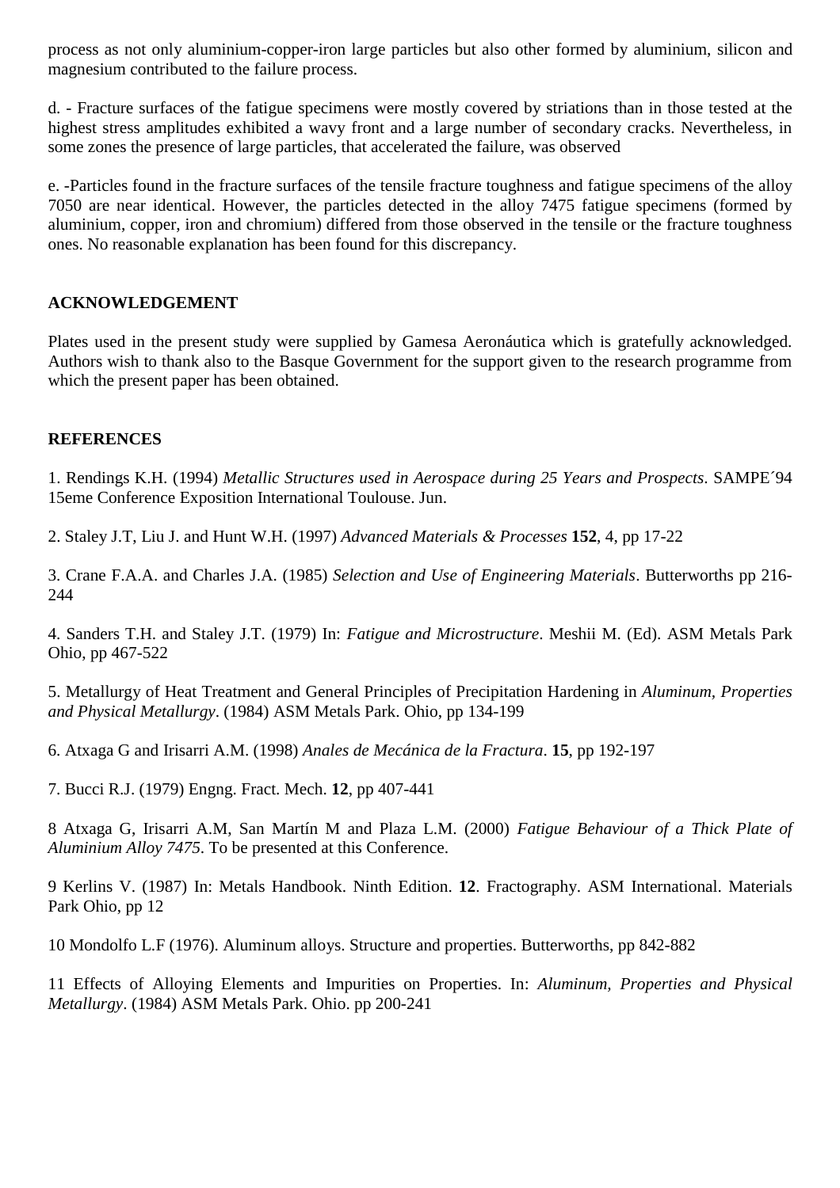process as not only aluminium-copper-iron large particles but also other formed by aluminium, silicon and magnesium contributed to the failure process.

d. - Fracture surfaces of the fatigue specimens were mostly covered by striations than in those tested at the highest stress amplitudes exhibited a wavy front and a large number of secondary cracks. Nevertheless, in some zones the presence of large particles, that accelerated the failure, was observed

e. -Particles found in the fracture surfaces of the tensile fracture toughness and fatigue specimens of the alloy 7050 are near identical. However, the particles detected in the alloy 7475 fatigue specimens (formed by aluminium, copper, iron and chromium) differed from those observed in the tensile or the fracture toughness ones. No reasonable explanation has been found for this discrepancy.

## ACKNOWLEDGEMENT

Plates used in the present study were supplied by Gamesa Aeronáutica which is gratefully acknowledged. Authors wish to thank also to the Basque Government for the support given to the research programme from which the present paper has been obtained.

## REFERENCES

1. Rendings K.H. (1994) *Metallic Structures used in Aerospace during 25 Years and Prospects*. SAMPE´94 15eme Conference Exposition International Toulouse. Jun.

2. Staley J.T, Liu J. and Hunt W.H. (1997) *Advanced Materials & Processes* **152**, 4, pp 17-22

3. Crane F.A.A. and Charles J.A. (1985) *Selection and Use of Engineering Materials*. Butterworths pp 216-244

4. Sanders T.H. and Staley J.T. (1979) In: *Fatigue and Microstructure*. Meshii M. (Ed). ASM Metals Park Ohio, pp 467-522

5. Metallurgy of Heat Treatment and General Principles of Precipitation Hardening in *Aluminum, Properties and Physical Metallurgy*. (1984) ASM Metals Park. Ohio, pp 134-199

6. Atxaga G and Irisarri A.M. (1998) *Anales de Mecánica de la Fractura*. **15**, pp 192-197

7. Bucci R.J. (1979) Engng. Fract. Mech. **12**, pp 407-441

8 Atxaga G, Irisarri A.M, San Martín M and Plaza L.M. (2000) *Fatigue Behaviour of a Thick Plate of Aluminium Alloy 7475*. To be presented at this Conference.

9 Kerlins V. (1987) In: Metals Handbook. Ninth Edition. **12**. Fractography. ASM International. Materials Park Ohio, pp 12

10 Mondolfo L.F (1976). Aluminum alloys. Structure and properties. Butterworths, pp 842-882

11 Effects of Alloying Elements and Impurities on Properties. In: *Aluminum, Properties and Physical Metallurgy*. (1984) ASM Metals Park. Ohio. pp 200-241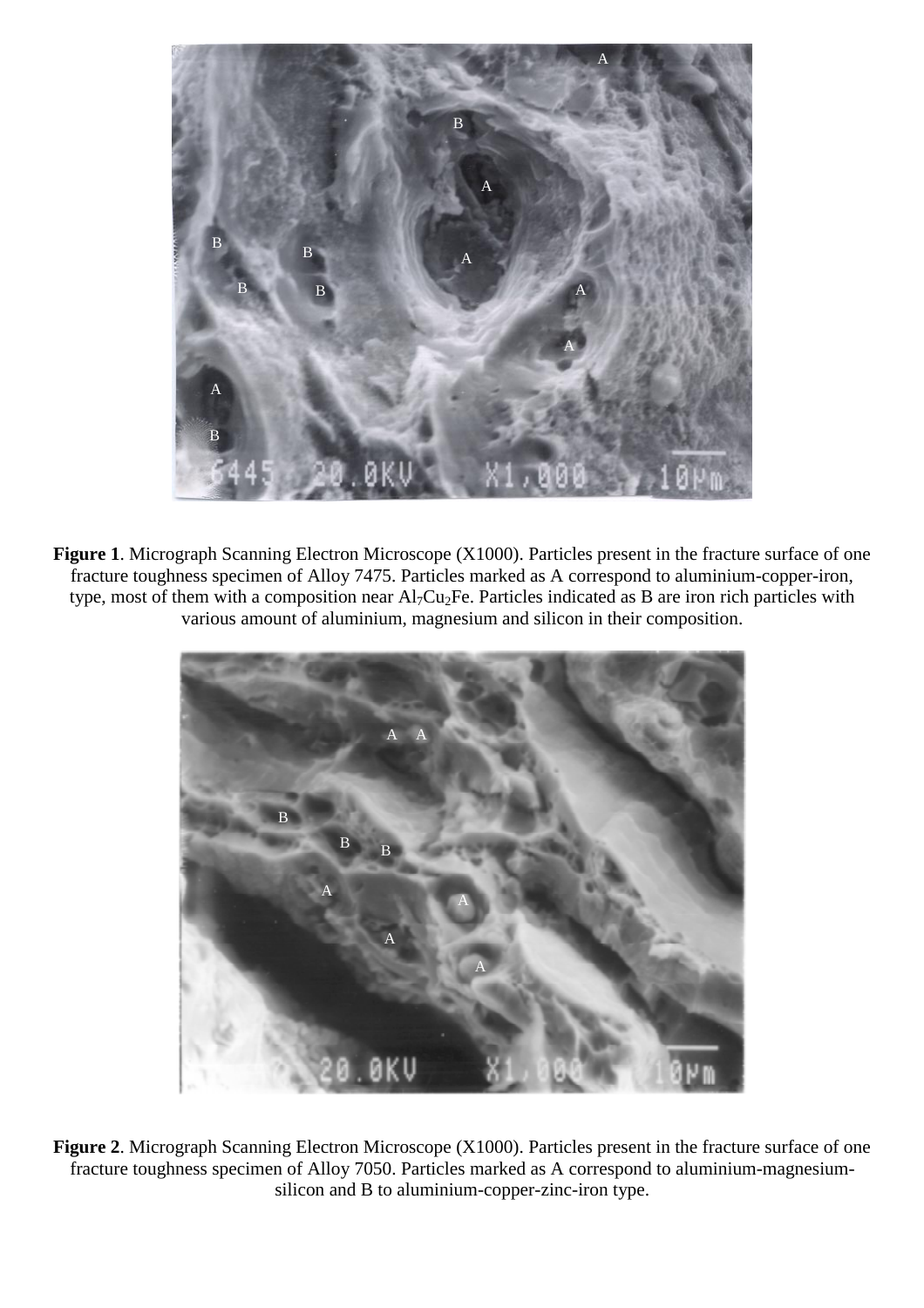**Figure 1**. Micrograph Scanning Electron Microscope (X1000). Particles present in the fracture surface of one fracture toughness specimen of Alloy 7475. Particles marked as A correspond to aluminium-copper-iron, type, most of them with a composition near $Al_7Cu_2Fe$. Particles indicated as B are iron rich particles with various amount of aluminium, magnesium and silicon in their composition.

**Figure 2**. Micrograph Scanning Electron Microscope (X1000). Particles present in the fracture surface of one fracture toughness specimen of Alloy 7050. Particles marked as A correspond to aluminium-magnesium-silicon and B to aluminium-copper-zinc-iron type.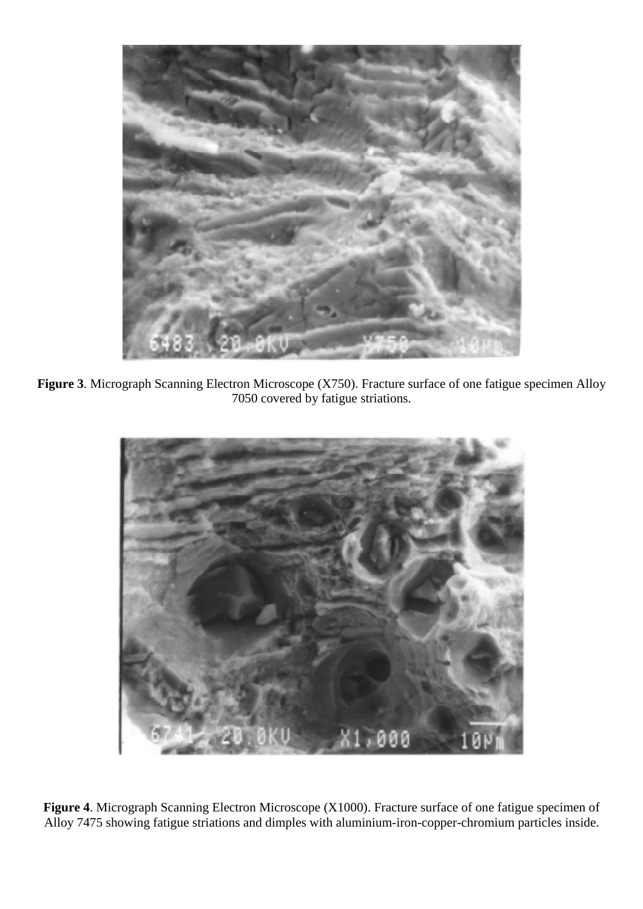**Figure 3**. Micrograph Scanning Electron Microscope (X750). Fracture surface of one fatigue specimen Alloy 7050 covered by fatigue striations.

**Figure 4**. Micrograph Scanning Electron Microscope (X1000). Fracture surface of one fatigue specimen of Alloy 7475 showing fatigue striations and dimples with aluminium-iron-copper-chromium particles inside.